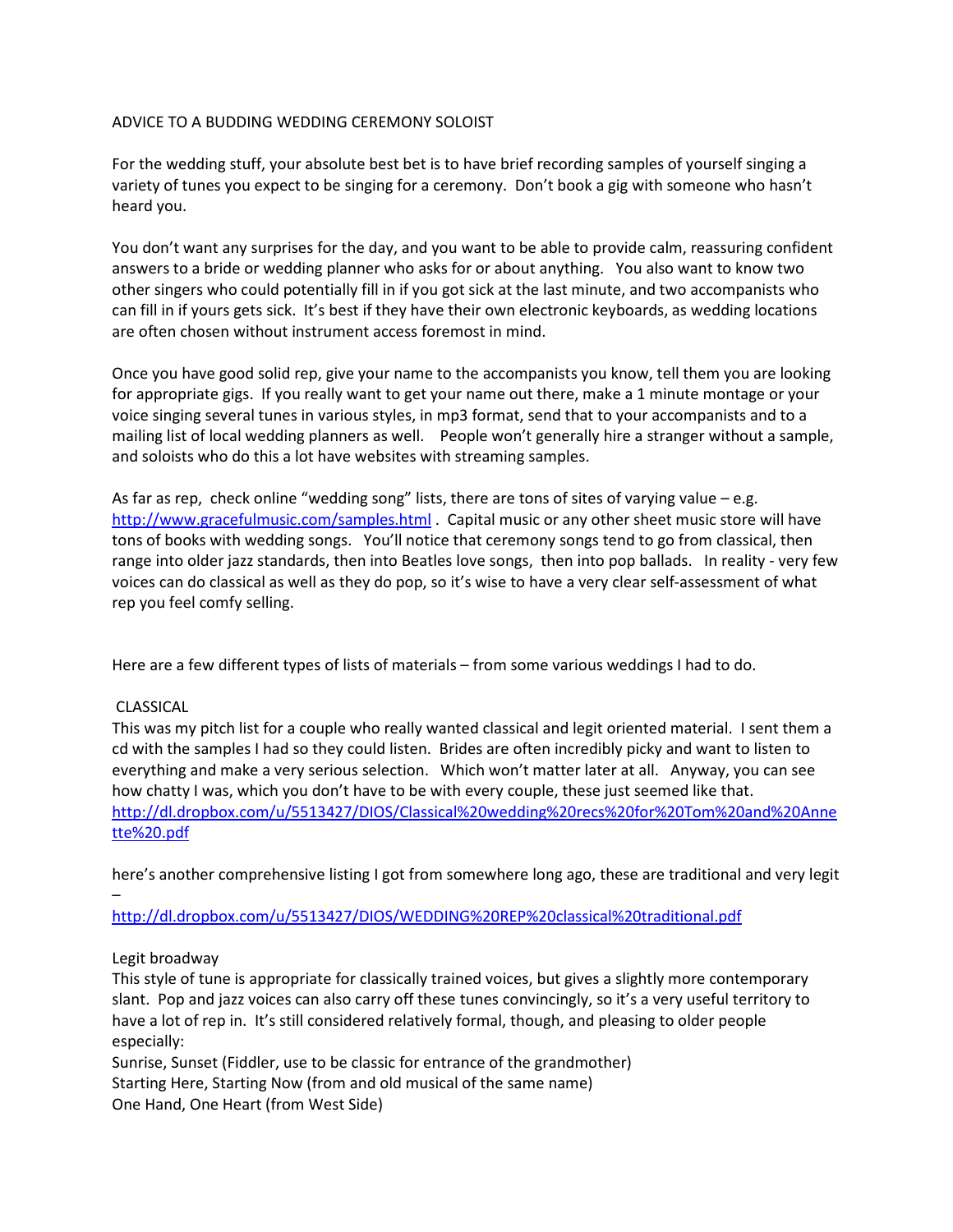# ADVICE TO A BUDDING WEDDING CEREMONY SOLOIST

For the wedding stuff, your absolute best bet is to have brief recording samples of yourself singing a variety of tunes you expect to be singing for a ceremony. Don't book a gig with someone who hasn't heard you.

You don't want any surprises for the day, and you want to be able to provide calm, reassuring confident answers to a bride or wedding planner who asks for or about anything. You also want to know two other singers who could potentially fill in if you got sick at the last minute, and two accompanists who can fill in if yours gets sick. It's best if they have their own electronic keyboards, as wedding locations are often chosen without instrument access foremost in mind.

Once you have good solid rep, give your name to the accompanists you know, tell them you are looking for appropriate gigs. If you really want to get your name out there, make a 1 minute montage or your voice singing several tunes in various styles, in mp3 format, send that to your accompanists and to a mailing list of local wedding planners as well. People won't generally hire a stranger without a sample, and soloists who do this a lot have websites with streaming samples.

As far as rep, check online "wedding song" lists, there are tons of sites of varying value – e.g. [http://www.gracefulmusic.com/samples.html](http://www.gracefulmusic.com/samples.html) . Capital music or any other sheet music store will have tons of books with wedding songs. You'll notice that ceremony songs tend to go from classical, then range into older jazz standards, then into Beatles love songs, then into pop ballads. In reality - very few voices can do classical as well as they do pop, so it's wise to have a very clear self-assessment of what rep you feel comfy selling.

Here are a few different types of lists of materials – from some various weddings I had to do.

## CLASSICAL

This was my pitch list for a couple who really wanted classical and legit oriented material. I sent them a cd with the samples I had so they could listen. Brides are often incredibly picky and want to listen to everything and make a very serious selection. Which won't matter later at all. Anyway, you can see how chatty I was, which you don't have to be with every couple, these just seemed like that.
[http://dl.dropbox.com/u/5513427/DIOS/Classical%20wedding%20recs%20for%20Tom%20and%20Annette%20.pdf](http://dl.dropbox.com/u/5513427/DIOS/Classical%20wedding%20recs%20for%20Tom%20and%20Annette%20.pdf)

here's another comprehensive listing I got from somewhere long ago, these are traditional and very legit –
[http://dl.dropbox.com/u/5513427/DIOS/WEDDING%20REP%20classical%20traditional.pdf](http://dl.dropbox.com/u/5513427/DIOS/WEDDING%20REP%20classical%20traditional.pdf)

## Legit broadway

This style of tune is appropriate for classically trained voices, but gives a slightly more contemporary slant. Pop and jazz voices can also carry off these tunes convincingly, so it's a very useful territory to have a lot of rep in. It's still considered relatively formal, though, and pleasing to older people especially:

Sunrise, Sunset (Fiddler, use to be classic for entrance of the grandmother)
Starting Here, Starting Now (from and old musical of the same name)
One Hand, One Heart (from West Side)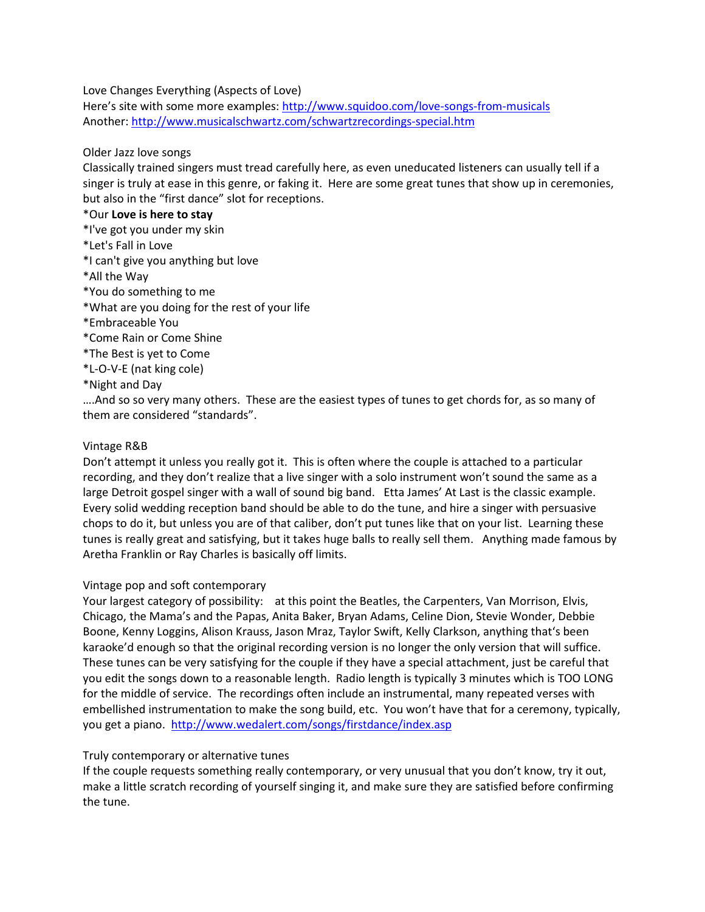Love Changes Everything (Aspects of Love)
Here's site with some more examples: [http://www.squidoo.com/love-songs-from-musicals](http://www.squidoo.com/love-songs-from-musicals)
Another: [http://www.musicalschwartz.com/schwartzrecordings-special.htm](http://www.musicalschwartz.com/schwartzrecordings-special.htm)

Older Jazz love songs
Classically trained singers must tread carefully here, as even uneducated listeners can usually tell if a singer is truly at ease in this genre, or faking it. Here are some great tunes that show up in ceremonies, but also in the "first dance" slot for receptions.

*Our **Love is here to stay**
*I've got you under my skin
*Let's Fall in Love
*I can't give you anything but love
*All the Way
*You do something to me
*What are you doing for the rest of your life
*Embraceable You
*Come Rain or Come Shine
*The Best is yet to Come
*L-O-V-E (nat king cole)
*Night and Day

….And so so very many others. These are the easiest types of tunes to get chords for, as so many of them are considered "standards".

Vintage R&B
Don't attempt it unless you really got it. This is often where the couple is attached to a particular recording, and they don't realize that a live singer with a solo instrument won't sound the same as a large Detroit gospel singer with a wall of sound big band. Etta James' At Last is the classic example. Every solid wedding reception band should be able to do the tune, and hire a singer with persuasive chops to do it, but unless you are of that caliber, don't put tunes like that on your list. Learning these tunes is really great and satisfying, but it takes huge balls to really sell them. Anything made famous by Aretha Franklin or Ray Charles is basically off limits.

Vintage pop and soft contemporary
Your largest category of possibility: at this point the Beatles, the Carpenters, Van Morrison, Elvis, Chicago, the Mama's and the Papas, Anita Baker, Bryan Adams, Celine Dion, Stevie Wonder, Debbie Boone, Kenny Loggins, Alison Krauss, Jason Mraz, Taylor Swift, Kelly Clarkson, anything that's been karaoke'd enough so that the original recording version is no longer the only version that will suffice. These tunes can be very satisfying for the couple if they have a special attachment, just be careful that you edit the songs down to a reasonable length. Radio length is typically 3 minutes which is TOO LONG for the middle of service. The recordings often include an instrumental, many repeated verses with embellished instrumentation to make the song build, etc. You won't have that for a ceremony, typically, you get a piano. [http://www.wedalert.com/songs/firstdance/index.asp](http://www.wedalert.com/songs/firstdance/index.asp)

Truly contemporary or alternative tunes
If the couple requests something really contemporary, or very unusual that you don't know, try it out, make a little scratch recording of yourself singing it, and make sure they are satisfied before confirming the tune.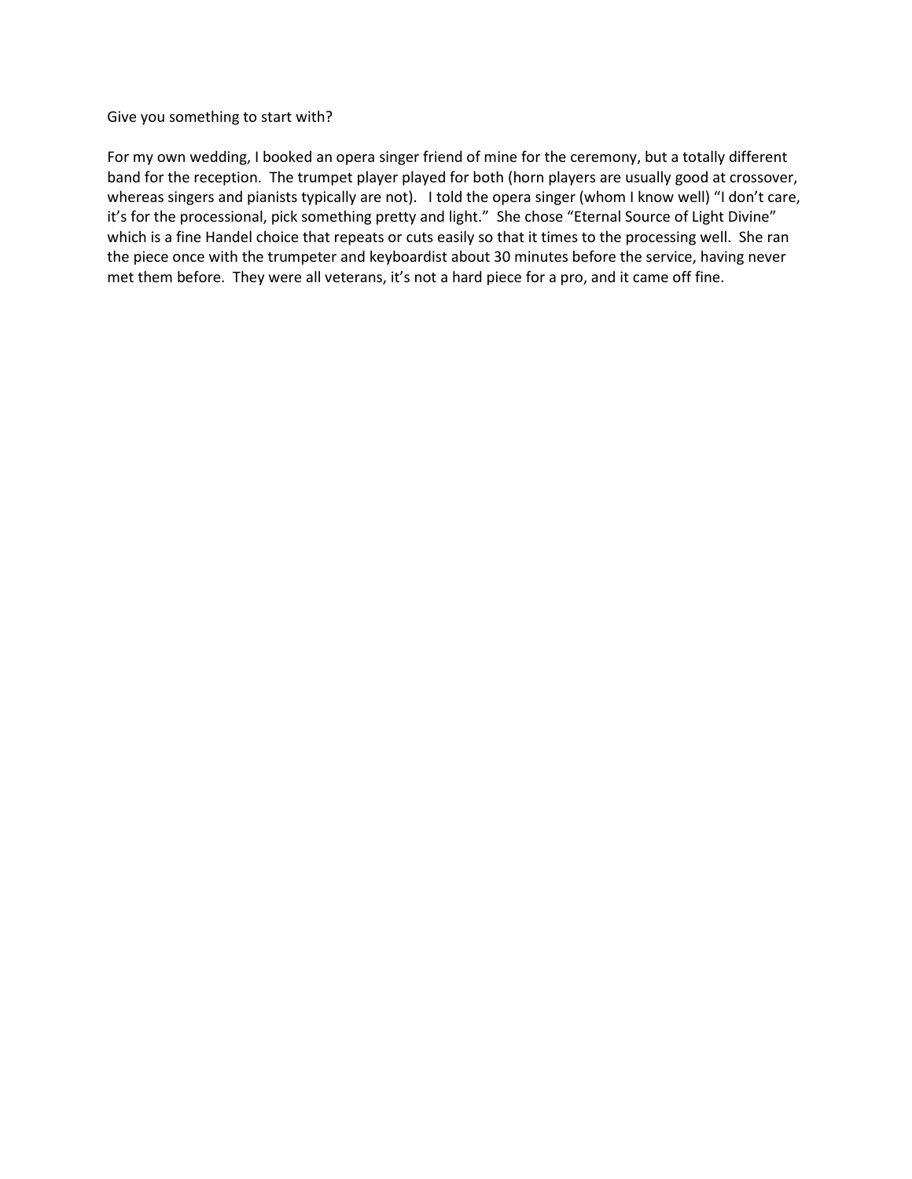Give you something to start with?

For my own wedding, I booked an opera singer friend of mine for the ceremony, but a totally different band for the reception. The trumpet player played for both (horn players are usually good at crossover, whereas singers and pianists typically are not). I told the opera singer (whom I know well) "I don't care, it's for the processional, pick something pretty and light." She chose "Eternal Source of Light Divine" which is a fine Handel choice that repeats or cuts easily so that it times to the processing well. She ran the piece once with the trumpeter and keyboardist about 30 minutes before the service, having never met them before. They were all veterans, it's not a hard piece for a pro, and it came off fine.